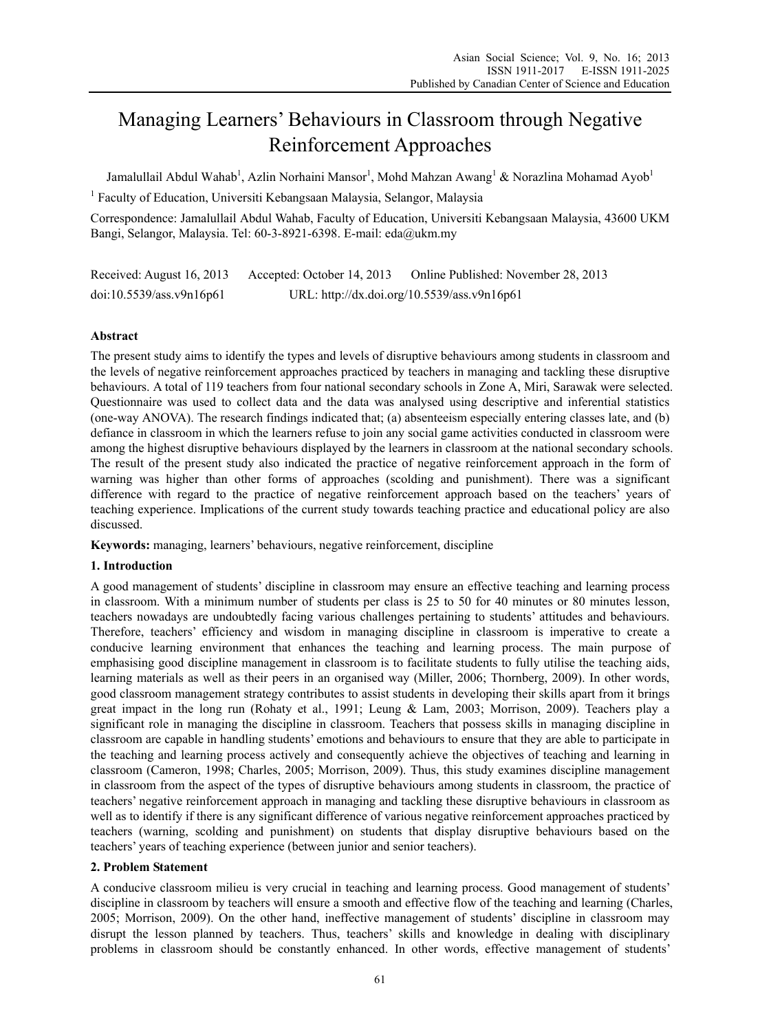# Managing Learners' Behaviours in Classroom through Negative Reinforcement Approaches

Jamalullail Abdul Wahab[1], Azlin Norhaini Mansor[1], Mohd Mahzan Awang[1] & Norazlina Mohamad Ayob[1]

[1] Faculty of Education, Universiti Kebangsaan Malaysia, Selangor, Malaysia

Correspondence: Jamalullail Abdul Wahab, Faculty of Education, Universiti Kebangsaan Malaysia, 43600 UKM Bangi, Selangor, Malaysia. Tel: 60-3-8921-6398. E-mail: eda@ukm.my

Received: August 16, 2013 Accepted: October 14, 2013 Online Published: November 28, 2013

doi:10.5539/ass.v9n16p61 URL: http://dx.doi.org/10.5539/ass.v9n16p61

## Abstract

The present study aims to identify the types and levels of disruptive behaviours among students in classroom and the levels of negative reinforcement approaches practiced by teachers in managing and tackling these disruptive behaviours. A total of 119 teachers from four national secondary schools in Zone A, Miri, Sarawak were selected. Questionnaire was used to collect data and the data was analysed using descriptive and inferential statistics (one-way ANOVA). The research findings indicated that; (a) absenteeism especially entering classes late, and (b) defiance in classroom in which the learners refuse to join any social game activities conducted in classroom were among the highest disruptive behaviours displayed by the learners in classroom at the national secondary schools. The result of the present study also indicated the practice of negative reinforcement approach in the form of warning was higher than other forms of approaches (scolding and punishment). There was a significant difference with regard to the practice of negative reinforcement approach based on the teachers' years of teaching experience. Implications of the current study towards teaching practice and educational policy are also discussed.

**Keywords:** managing, learners' behaviours, negative reinforcement, discipline

## 1. Introduction

A good management of students' discipline in classroom may ensure an effective teaching and learning process in classroom. With a minimum number of students per class is 25 to 50 for 40 minutes or 80 minutes lesson, teachers nowadays are undoubtedly facing various challenges pertaining to students' attitudes and behaviours. Therefore, teachers' efficiency and wisdom in managing discipline in classroom is imperative to create a conducive learning environment that enhances the teaching and learning process. The main purpose of emphasising good discipline management in classroom is to facilitate students to fully utilise the teaching aids, learning materials as well as their peers in an organised way (Miller, 2006; Thornberg, 2009). In other words, good classroom management strategy contributes to assist students in developing their skills apart from it brings great impact in the long run (Rohaty et al., 1991; Leung & Lam, 2003; Morrison, 2009). Teachers play a significant role in managing the discipline in classroom. Teachers that possess skills in managing discipline in classroom are capable in handling students' emotions and behaviours to ensure that they are able to participate in the teaching and learning process actively and consequently achieve the objectives of teaching and learning in classroom (Cameron, 1998; Charles, 2005; Morrison, 2009). Thus, this study examines discipline management in classroom from the aspect of the types of disruptive behaviours among students in classroom, the practice of teachers' negative reinforcement approach in managing and tackling these disruptive behaviours in classroom as well as to identify if there is any significant difference of various negative reinforcement approaches practiced by teachers (warning, scolding and punishment) on students that display disruptive behaviours based on the teachers' years of teaching experience (between junior and senior teachers).

## 2. Problem Statement

A conducive classroom milieu is very crucial in teaching and learning process. Good management of students' discipline in classroom by teachers will ensure a smooth and effective flow of the teaching and learning (Charles, 2005; Morrison, 2009). On the other hand, ineffective management of students' discipline in classroom may disrupt the lesson planned by teachers. Thus, teachers' skills and knowledge in dealing with disciplinary problems in classroom should be constantly enhanced. In other words, effective management of students'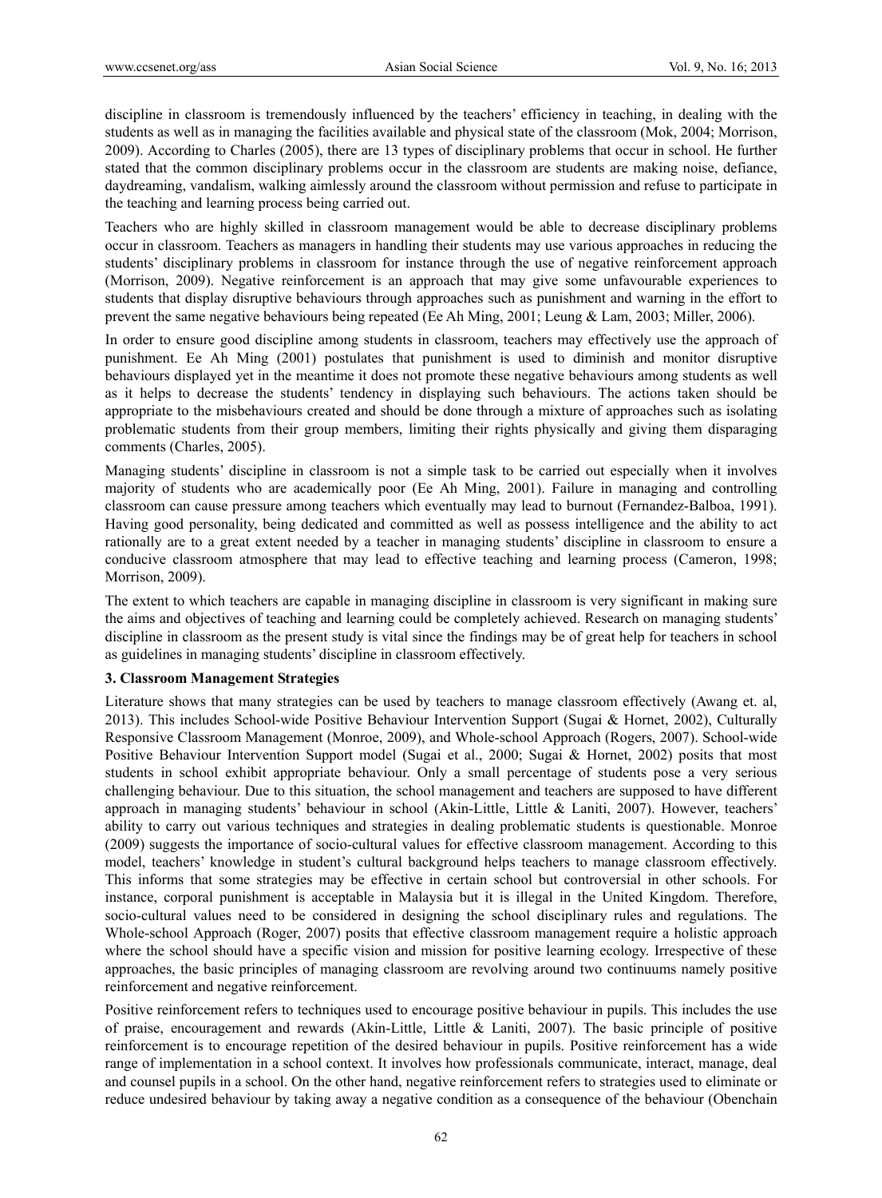discipline in classroom is tremendously influenced by the teachers' efficiency in teaching, in dealing with the students as well as in managing the facilities available and physical state of the classroom (Mok, 2004; Morrison, 2009). According to Charles (2005), there are 13 types of disciplinary problems that occur in school. He further stated that the common disciplinary problems occur in the classroom are students are making noise, defiance, daydreaming, vandalism, walking aimlessly around the classroom without permission and refuse to participate in the teaching and learning process being carried out.

Teachers who are highly skilled in classroom management would be able to decrease disciplinary problems occur in classroom. Teachers as managers in handling their students may use various approaches in reducing the students' disciplinary problems in classroom for instance through the use of negative reinforcement approach (Morrison, 2009). Negative reinforcement is an approach that may give some unfavourable experiences to students that display disruptive behaviours through approaches such as punishment and warning in the effort to prevent the same negative behaviours being repeated (Ee Ah Ming, 2001; Leung & Lam, 2003; Miller, 2006).

In order to ensure good discipline among students in classroom, teachers may effectively use the approach of punishment. Ee Ah Ming (2001) postulates that punishment is used to diminish and monitor disruptive behaviours displayed yet in the meantime it does not promote these negative behaviours among students as well as it helps to decrease the students' tendency in displaying such behaviours. The actions taken should be appropriate to the misbehaviours created and should be done through a mixture of approaches such as isolating problematic students from their group members, limiting their rights physically and giving them disparaging comments (Charles, 2005).

Managing students' discipline in classroom is not a simple task to be carried out especially when it involves majority of students who are academically poor (Ee Ah Ming, 2001). Failure in managing and controlling classroom can cause pressure among teachers which eventually may lead to burnout (Fernandez-Balboa, 1991). Having good personality, being dedicated and committed as well as possess intelligence and the ability to act rationally are to a great extent needed by a teacher in managing students' discipline in classroom to ensure a conducive classroom atmosphere that may lead to effective teaching and learning process (Cameron, 1998; Morrison, 2009).

The extent to which teachers are capable in managing discipline in classroom is very significant in making sure the aims and objectives of teaching and learning could be completely achieved. Research on managing students' discipline in classroom as the present study is vital since the findings may be of great help for teachers in school as guidelines in managing students' discipline in classroom effectively.

## 3. Classroom Management Strategies

Literature shows that many strategies can be used by teachers to manage classroom effectively (Awang et. al, 2013). This includes School-wide Positive Behaviour Intervention Support (Sugai & Hornet, 2002), Culturally Responsive Classroom Management (Monroe, 2009), and Whole-school Approach (Rogers, 2007). School-wide Positive Behaviour Intervention Support model (Sugai et al., 2000; Sugai & Hornet, 2002) posits that most students in school exhibit appropriate behaviour. Only a small percentage of students pose a very serious challenging behaviour. Due to this situation, the school management and teachers are supposed to have different approach in managing students' behaviour in school (Akin-Little, Little & Laniti, 2007). However, teachers' ability to carry out various techniques and strategies in dealing problematic students is questionable. Monroe (2009) suggests the importance of socio-cultural values for effective classroom management. According to this model, teachers' knowledge in student's cultural background helps teachers to manage classroom effectively. This informs that some strategies may be effective in certain school but controversial in other schools. For instance, corporal punishment is acceptable in Malaysia but it is illegal in the United Kingdom. Therefore, socio-cultural values need to be considered in designing the school disciplinary rules and regulations. The Whole-school Approach (Roger, 2007) posits that effective classroom management require a holistic approach where the school should have a specific vision and mission for positive learning ecology. Irrespective of these approaches, the basic principles of managing classroom are revolving around two continuums namely positive reinforcement and negative reinforcement.

Positive reinforcement refers to techniques used to encourage positive behaviour in pupils. This includes the use of praise, encouragement and rewards (Akin-Little, Little & Laniti, 2007). The basic principle of positive reinforcement is to encourage repetition of the desired behaviour in pupils. Positive reinforcement has a wide range of implementation in a school context. It involves how professionals communicate, interact, manage, deal and counsel pupils in a school. On the other hand, negative reinforcement refers to strategies used to eliminate or reduce undesired behaviour by taking away a negative condition as a consequence of the behaviour (Obenchain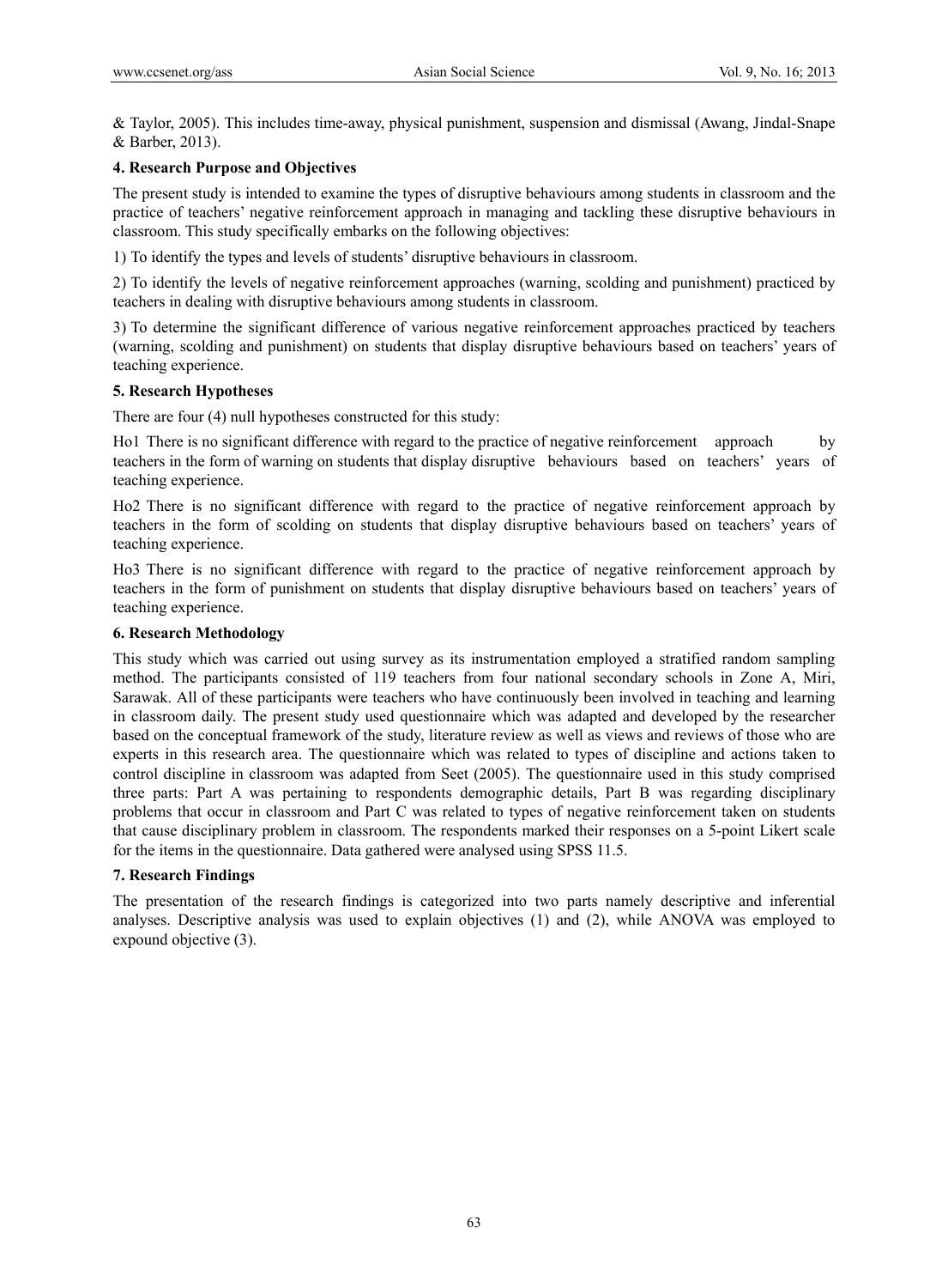& Taylor, 2005). This includes time-away, physical punishment, suspension and dismissal (Awang, Jindal-Snape & Barber, 2013).

### 4. Research Purpose and Objectives

The present study is intended to examine the types of disruptive behaviours among students in classroom and the practice of teachers' negative reinforcement approach in managing and tackling these disruptive behaviours in classroom. This study specifically embarks on the following objectives:

1) To identify the types and levels of students' disruptive behaviours in classroom.

2) To identify the levels of negative reinforcement approaches (warning, scolding and punishment) practiced by teachers in dealing with disruptive behaviours among students in classroom.

3) To determine the significant difference of various negative reinforcement approaches practiced by teachers (warning, scolding and punishment) on students that display disruptive behaviours based on teachers' years of teaching experience.

### 5. Research Hypotheses

There are four (4) null hypotheses constructed for this study:

Ho1 There is no significant difference with regard to the practice of negative reinforcement approach by teachers in the form of warning on students that display disruptive behaviours based on teachers' years of teaching experience.

Ho2 There is no significant difference with regard to the practice of negative reinforcement approach by teachers in the form of scolding on students that display disruptive behaviours based on teachers' years of teaching experience.

Ho3 There is no significant difference with regard to the practice of negative reinforcement approach by teachers in the form of punishment on students that display disruptive behaviours based on teachers' years of teaching experience.

### 6. Research Methodology

This study which was carried out using survey as its instrumentation employed a stratified random sampling method. The participants consisted of 119 teachers from four national secondary schools in Zone A, Miri, Sarawak. All of these participants were teachers who have continuously been involved in teaching and learning in classroom daily. The present study used questionnaire which was adapted and developed by the researcher based on the conceptual framework of the study, literature review as well as views and reviews of those who are experts in this research area. The questionnaire which was related to types of discipline and actions taken to control discipline in classroom was adapted from Seet (2005). The questionnaire used in this study comprised three parts: Part A was pertaining to respondents demographic details, Part B was regarding disciplinary problems that occur in classroom and Part C was related to types of negative reinforcement taken on students that cause disciplinary problem in classroom. The respondents marked their responses on a 5-point Likert scale for the items in the questionnaire. Data gathered were analysed using SPSS 11.5.

### 7. Research Findings

The presentation of the research findings is categorized into two parts namely descriptive and inferential analyses. Descriptive analysis was used to explain objectives (1) and (2), while ANOVA was employed to expound objective (3).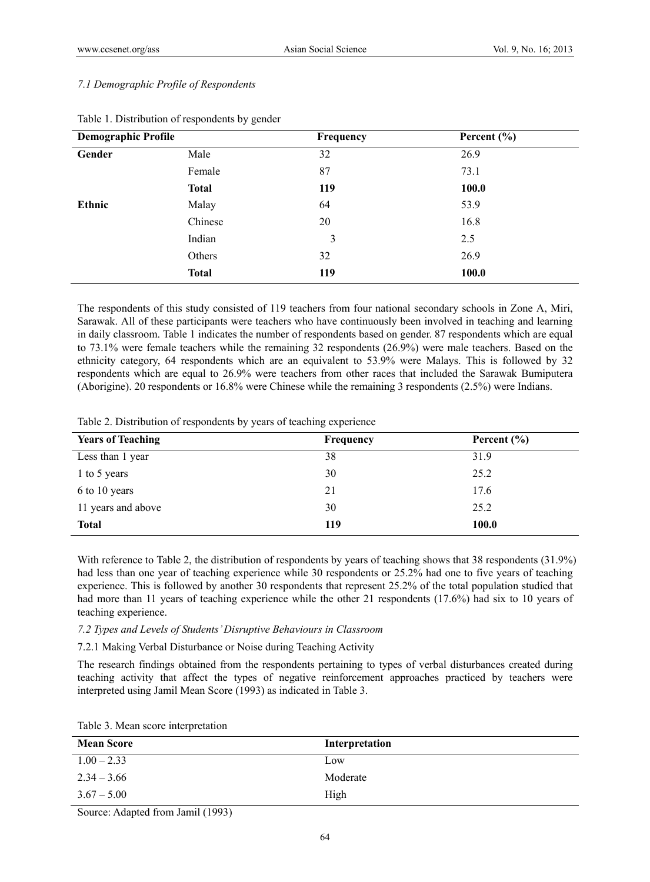*7.1 Demographic Profile of Respondents*

Table 1. Distribution of respondents by gender

| Demographic Profile | | Frequency | Percent (%) |
|---|---|---|---|
| **Gender** | Male | 32 | 26.9 |
| | Female | 87 | 73.1 |
| | **Total** | **119** | **100.0** |
| **Ethnic** | Malay | 64 | 53.9 |
| | Chinese | 20 | 16.8 |
| | Indian | 3 | 2.5 |
| | Others | 32 | 26.9 |
| | **Total** | **119** | **100.0** |

The respondents of this study consisted of 119 teachers from four national secondary schools in Zone A, Miri, Sarawak. All of these participants were teachers who have continuously been involved in teaching and learning in daily classroom. Table 1 indicates the number of respondents based on gender. 87 respondents which are equal to 73.1% were female teachers while the remaining 32 respondents (26.9%) were male teachers. Based on the ethnicity category, 64 respondents which are an equivalent to 53.9% were Malays. This is followed by 32 respondents which are equal to 26.9% were teachers from other races that included the Sarawak Bumiputera (Aborigine). 20 respondents or 16.8% were Chinese while the remaining 3 respondents (2.5%) were Indians.

Table 2. Distribution of respondents by years of teaching experience

| Years of Teaching | Frequency | Percent (%) |
|---|---|---|
| Less than 1 year | 38 | 31.9 |
| 1 to 5 years | 30 | 25.2 |
| 6 to 10 years | 21 | 17.6 |
| 11 years and above | 30 | 25.2 |
| **Total** | **119** | **100.0** |

With reference to Table 2, the distribution of respondents by years of teaching shows that 38 respondents (31.9%) had less than one year of teaching experience while 30 respondents or 25.2% had one to five years of teaching experience. This is followed by another 30 respondents that represent 25.2% of the total population studied that had more than 11 years of teaching experience while the other 21 respondents (17.6%) had six to 10 years of teaching experience.

*7.2 Types and Levels of Students' Disruptive Behaviours in Classroom*

7.2.1 Making Verbal Disturbance or Noise during Teaching Activity

The research findings obtained from the respondents pertaining to types of verbal disturbances created during teaching activity that affect the types of negative reinforcement approaches practiced by teachers were interpreted using Jamil Mean Score (1993) as indicated in Table 3.

Table 3. Mean score interpretation

| Mean Score | Interpretation |
|---|---|
| 1.00 – 2.33 | Low |
| 2.34 – 3.66 | Moderate |
| 3.67 – 5.00 | High |

Source: Adapted from Jamil (1993)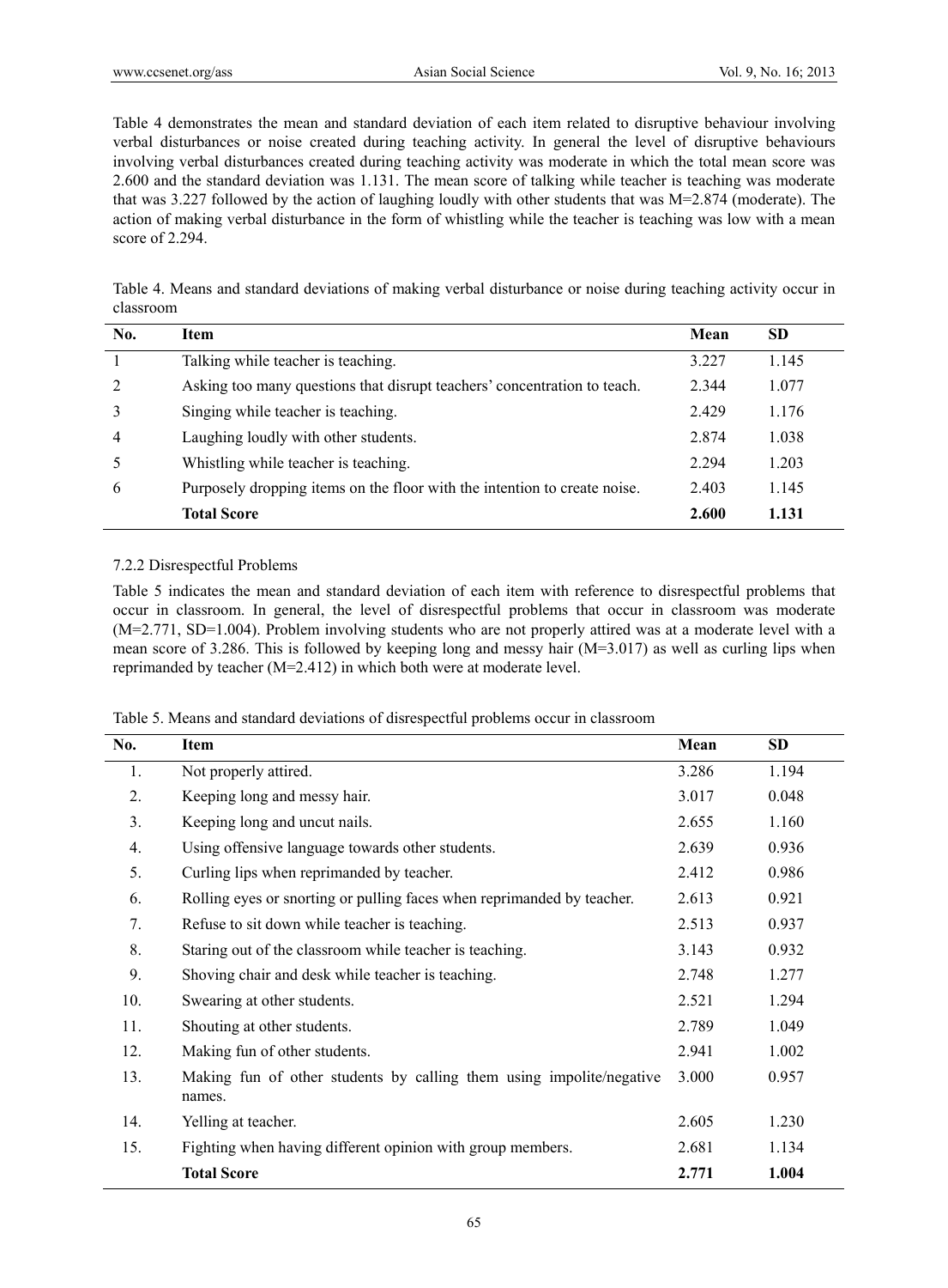Table 4 demonstrates the mean and standard deviation of each item related to disruptive behaviour involving verbal disturbances or noise created during teaching activity. In general the level of disruptive behaviours involving verbal disturbances created during teaching activity was moderate in which the total mean score was 2.600 and the standard deviation was 1.131. The mean score of talking while teacher is teaching was moderate that was 3.227 followed by the action of laughing loudly with other students that was M=2.874 (moderate). The action of making verbal disturbance in the form of whistling while the teacher is teaching was low with a mean score of 2.294.

Table 4. Means and standard deviations of making verbal disturbance or noise during teaching activity occur in classroom

| No. | Item | Mean | SD |
|---|---|---|---|
| 1 | Talking while teacher is teaching. | 3.227 | 1.145 |
| 2 | Asking too many questions that disrupt teachers' concentration to teach. | 2.344 | 1.077 |
| 3 | Singing while teacher is teaching. | 2.429 | 1.176 |
| 4 | Laughing loudly with other students. | 2.874 | 1.038 |
| 5 | Whistling while teacher is teaching. | 2.294 | 1.203 |
| 6 | Purposely dropping items on the floor with the intention to create noise. | 2.403 | 1.145 |
| | **Total Score** | **2.600** | **1.131** |

### 7.2.2 Disrespectful Problems

Table 5 indicates the mean and standard deviation of each item with reference to disrespectful problems that occur in classroom. In general, the level of disrespectful problems that occur in classroom was moderate (M=2.771, SD=1.004). Problem involving students who are not properly attired was at a moderate level with a mean score of 3.286. This is followed by keeping long and messy hair (M=3.017) as well as curling lips when reprimanded by teacher (M=2.412) in which both were at moderate level.

Table 5. Means and standard deviations of disrespectful problems occur in classroom

| No. | Item | Mean | SD |
|---|---|---|---|
| 1. | Not properly attired. | 3.286 | 1.194 |
| 2. | Keeping long and messy hair. | 3.017 | 0.048 |
| 3. | Keeping long and uncut nails. | 2.655 | 1.160 |
| 4. | Using offensive language towards other students. | 2.639 | 0.936 |
| 5. | Curling lips when reprimanded by teacher. | 2.412 | 0.986 |
| 6. | Rolling eyes or snorting or pulling faces when reprimanded by teacher. | 2.613 | 0.921 |
| 7. | Refuse to sit down while teacher is teaching. | 2.513 | 0.937 |
| 8. | Staring out of the classroom while teacher is teaching. | 3.143 | 0.932 |
| 9. | Shoving chair and desk while teacher is teaching. | 2.748 | 1.277 |
| 10. | Swearing at other students. | 2.521 | 1.294 |
| 11. | Shouting at other students. | 2.789 | 1.049 |
| 12. | Making fun of other students. | 2.941 | 1.002 |
| 13. | Making fun of other students by calling them using impolite/negative names. | 3.000 | 0.957 |
| 14. | Yelling at teacher. | 2.605 | 1.230 |
| 15. | Fighting when having different opinion with group members. | 2.681 | 1.134 |
| | **Total Score** | **2.771** | **1.004** |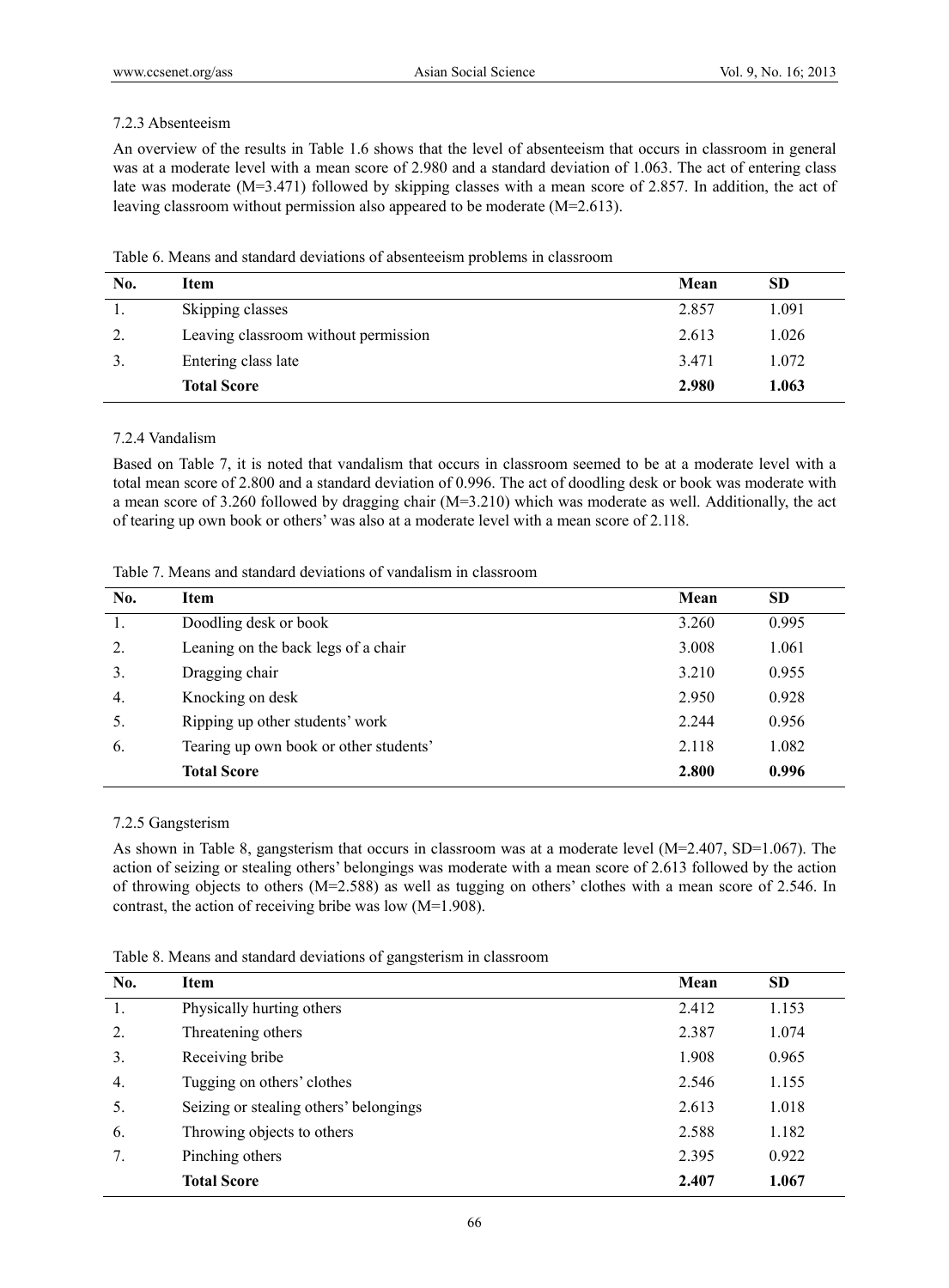#### 7.2.3 Absenteeism

An overview of the results in Table 1.6 shows that the level of absenteeism that occurs in classroom in general was at a moderate level with a mean score of 2.980 and a standard deviation of 1.063. The act of entering class late was moderate (M=3.471) followed by skipping classes with a mean score of 2.857. In addition, the act of leaving classroom without permission also appeared to be moderate (M=2.613).

Table 6. Means and standard deviations of absenteeism problems in classroom

| No. | Item | Mean | SD |
|---|---|---|---|
| 1. | Skipping classes | 2.857 | 1.091 |
| 2. | Leaving classroom without permission | 2.613 | 1.026 |
| 3. | Entering class late | 3.471 | 1.072 |
| | **Total Score** | **2.980** | **1.063** |

#### 7.2.4 Vandalism

Based on Table 7, it is noted that vandalism that occurs in classroom seemed to be at a moderate level with a total mean score of 2.800 and a standard deviation of 0.996. The act of doodling desk or book was moderate with a mean score of 3.260 followed by dragging chair (M=3.210) which was moderate as well. Additionally, the act of tearing up own book or others' was also at a moderate level with a mean score of 2.118.

Table 7. Means and standard deviations of vandalism in classroom

| No. | Item | Mean | SD |
|---|---|---|---|
| 1. | Doodling desk or book | 3.260 | 0.995 |
| 2. | Leaning on the back legs of a chair | 3.008 | 1.061 |
| 3. | Dragging chair | 3.210 | 0.955 |
| 4. | Knocking on desk | 2.950 | 0.928 |
| 5. | Ripping up other students' work | 2.244 | 0.956 |
| 6. | Tearing up own book or other students' | 2.118 | 1.082 |
| | **Total Score** | **2.800** | **0.996** |

#### 7.2.5 Gangsterism

As shown in Table 8, gangsterism that occurs in classroom was at a moderate level (M=2.407, SD=1.067). The action of seizing or stealing others' belongings was moderate with a mean score of 2.613 followed by the action of throwing objects to others (M=2.588) as well as tugging on others' clothes with a mean score of 2.546. In contrast, the action of receiving bribe was low (M=1.908).

Table 8. Means and standard deviations of gangsterism in classroom

| No. | Item | Mean | SD |
|---|---|---|---|
| 1. | Physically hurting others | 2.412 | 1.153 |
| 2. | Threatening others | 2.387 | 1.074 |
| 3. | Receiving bribe | 1.908 | 0.965 |
| 4. | Tugging on others' clothes | 2.546 | 1.155 |
| 5. | Seizing or stealing others' belongings | 2.613 | 1.018 |
| 6. | Throwing objects to others | 2.588 | 1.182 |
| 7. | Pinching others | 2.395 | 0.922 |
| | **Total Score** | **2.407** | **1.067** |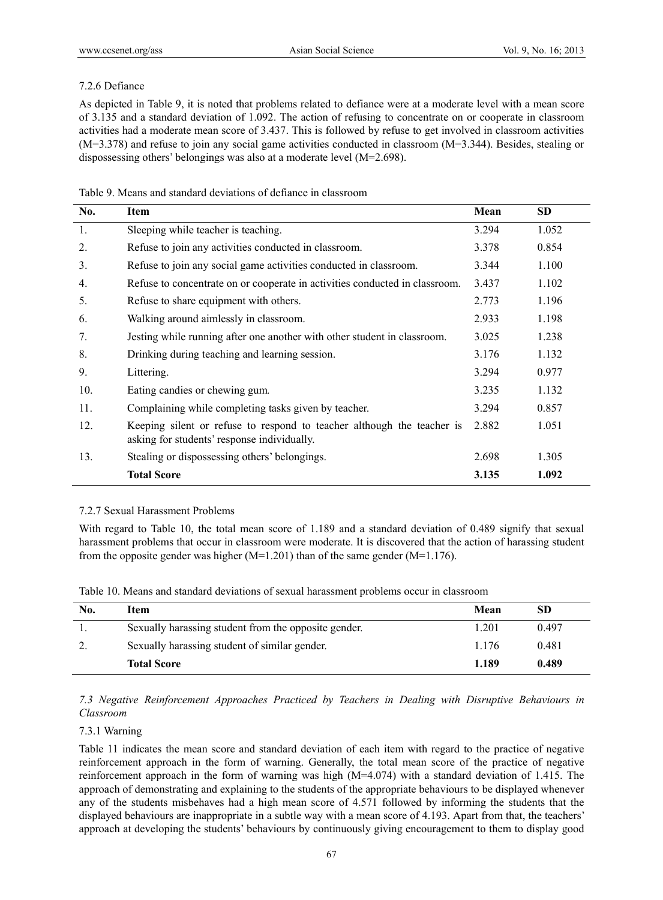7.2.6 Defiance

As depicted in Table 9, it is noted that problems related to defiance were at a moderate level with a mean score of 3.135 and a standard deviation of 1.092. The action of refusing to concentrate on or cooperate in classroom activities had a moderate mean score of 3.437. This is followed by refuse to get involved in classroom activities (M=3.378) and refuse to join any social game activities conducted in classroom (M=3.344). Besides, stealing or dispossessing others' belongings was also at a moderate level (M=2.698).

Table 9. Means and standard deviations of defiance in classroom

| No. | Item | Mean | SD |
|---|---|---|---|
| 1. | Sleeping while teacher is teaching. | 3.294 | 1.052 |
| 2. | Refuse to join any activities conducted in classroom. | 3.378 | 0.854 |
| 3. | Refuse to join any social game activities conducted in classroom. | 3.344 | 1.100 |
| 4. | Refuse to concentrate on or cooperate in activities conducted in classroom. | 3.437 | 1.102 |
| 5. | Refuse to share equipment with others. | 2.773 | 1.196 |
| 6. | Walking around aimlessly in classroom. | 2.933 | 1.198 |
| 7. | Jesting while running after one another with other student in classroom. | 3.025 | 1.238 |
| 8. | Drinking during teaching and learning session. | 3.176 | 1.132 |
| 9. | Littering. | 3.294 | 0.977 |
| 10. | Eating candies or chewing gum. | 3.235 | 1.132 |
| 11. | Complaining while completing tasks given by teacher. | 3.294 | 0.857 |
| 12. | Keeping silent or refuse to respond to teacher although the teacher is asking for students' response individually. | 2.882 | 1.051 |
| 13. | Stealing or dispossessing others' belongings. | 2.698 | 1.305 |
| | **Total Score** | **3.135** | **1.092** |

7.2.7 Sexual Harassment Problems

With regard to Table 10, the total mean score of 1.189 and a standard deviation of 0.489 signify that sexual harassment problems that occur in classroom were moderate. It is discovered that the action of harassing student from the opposite gender was higher (M=1.201) than of the same gender (M=1.176).

Table 10. Means and standard deviations of sexual harassment problems occur in classroom

| No. | Item | Mean | SD |
|---|---|---|---|
| 1. | Sexually harassing student from the opposite gender. | 1.201 | 0.497 |
| 2. | Sexually harassing student of similar gender. | 1.176 | 0.481 |
| | **Total Score** | **1.189** | **0.489** |

*7.3 Negative Reinforcement Approaches Practiced by Teachers in Dealing with Disruptive Behaviours in Classroom*

7.3.1 Warning

Table 11 indicates the mean score and standard deviation of each item with regard to the practice of negative reinforcement approach in the form of warning. Generally, the total mean score of the practice of negative reinforcement approach in the form of warning was high (M=4.074) with a standard deviation of 1.415. The approach of demonstrating and explaining to the students of the appropriate behaviours to be displayed whenever any of the students misbehaves had a high mean score of 4.571 followed by informing the students that the displayed behaviours are inappropriate in a subtle way with a mean score of 4.193. Apart from that, the teachers' approach at developing the students' behaviours by continuously giving encouragement to them to display good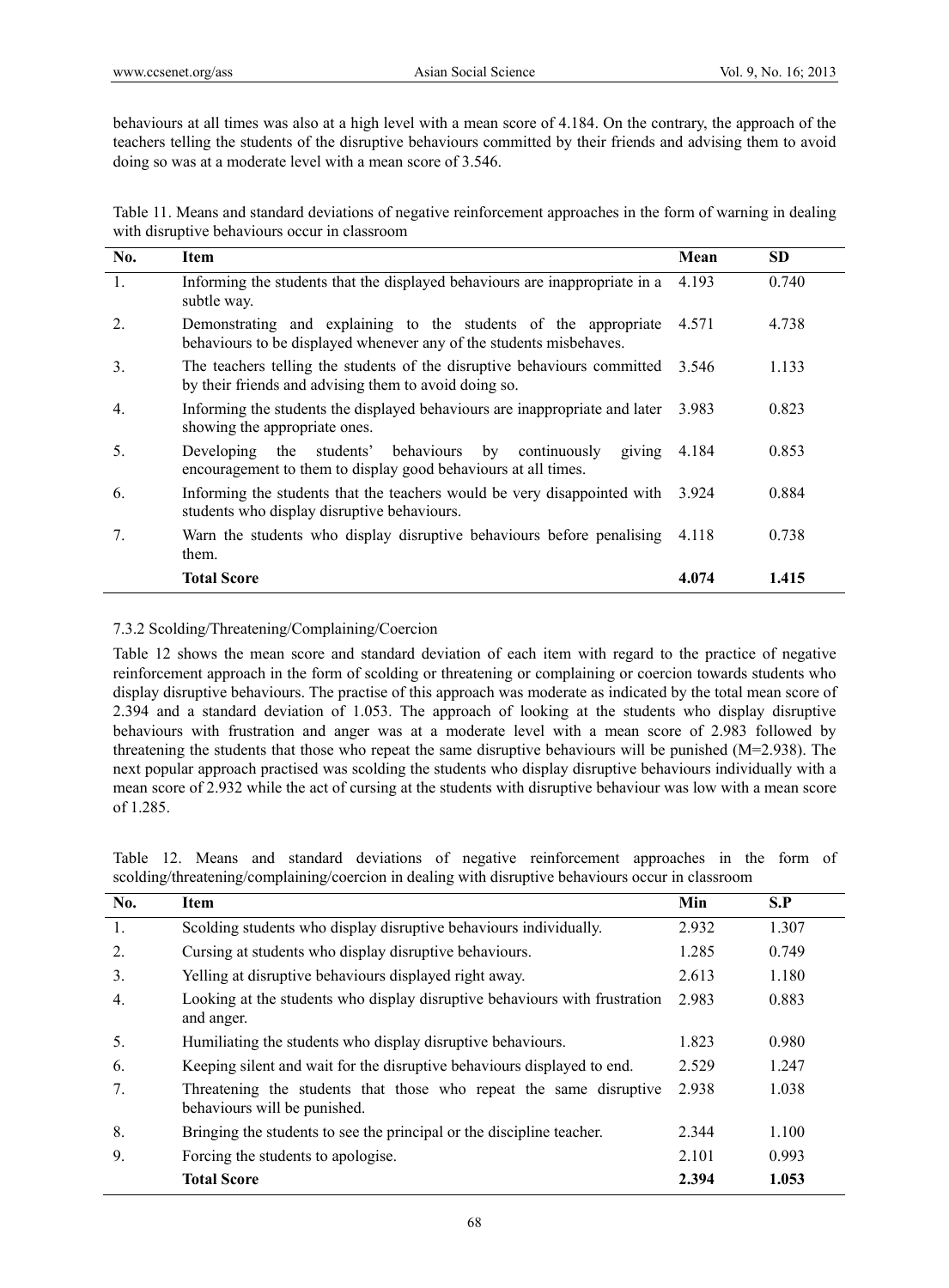behaviours at all times was also at a high level with a mean score of 4.184. On the contrary, the approach of the teachers telling the students of the disruptive behaviours committed by their friends and advising them to avoid doing so was at a moderate level with a mean score of 3.546.

Table 11. Means and standard deviations of negative reinforcement approaches in the form of warning in dealing with disruptive behaviours occur in classroom

| No. | Item | Mean | SD |
|---|---|---|---|
| 1. | Informing the students that the displayed behaviours are inappropriate in a subtle way. | 4.193 | 0.740 |
| 2. | Demonstrating and explaining to the students of the appropriate behaviours to be displayed whenever any of the students misbehaves. | 4.571 | 4.738 |
| 3. | The teachers telling the students of the disruptive behaviours committed by their friends and advising them to avoid doing so. | 3.546 | 1.133 |
| 4. | Informing the students the displayed behaviours are inappropriate and later showing the appropriate ones. | 3.983 | 0.823 |
| 5. | Developing the students' behaviours by continuously giving encouragement to them to display good behaviours at all times. | 4.184 | 0.853 |
| 6. | Informing the students that the teachers would be very disappointed with students who display disruptive behaviours. | 3.924 | 0.884 |
| 7. | Warn the students who display disruptive behaviours before penalising them. | 4.118 | 0.738 |
| | **Total Score** | **4.074** | **1.415** |

### 7.3.2 Scolding/Threatening/Complaining/Coercion

Table 12 shows the mean score and standard deviation of each item with regard to the practice of negative reinforcement approach in the form of scolding or threatening or complaining or coercion towards students who display disruptive behaviours. The practise of this approach was moderate as indicated by the total mean score of 2.394 and a standard deviation of 1.053. The approach of looking at the students who display disruptive behaviours with frustration and anger was at a moderate level with a mean score of 2.983 followed by threatening the students that those who repeat the same disruptive behaviours will be punished (M=2.938). The next popular approach practised was scolding the students who display disruptive behaviours individually with a mean score of 2.932 while the act of cursing at the students with disruptive behaviour was low with a mean score of 1.285.

Table 12. Means and standard deviations of negative reinforcement approaches in the form of scolding/threatening/complaining/coercion in dealing with disruptive behaviours occur in classroom

| No. | Item | Min | S.P |
|---|---|---|---|
| 1. | Scolding students who display disruptive behaviours individually. | 2.932 | 1.307 |
| 2. | Cursing at students who display disruptive behaviours. | 1.285 | 0.749 |
| 3. | Yelling at disruptive behaviours displayed right away. | 2.613 | 1.180 |
| 4. | Looking at the students who display disruptive behaviours with frustration and anger. | 2.983 | 0.883 |
| 5. | Humiliating the students who display disruptive behaviours. | 1.823 | 0.980 |
| 6. | Keeping silent and wait for the disruptive behaviours displayed to end. | 2.529 | 1.247 |
| 7. | Threatening the students that those who repeat the same disruptive behaviours will be punished. | 2.938 | 1.038 |
| 8. | Bringing the students to see the principal or the discipline teacher. | 2.344 | 1.100 |
| 9. | Forcing the students to apologise. | 2.101 | 0.993 |
| | **Total Score** | **2.394** | **1.053** |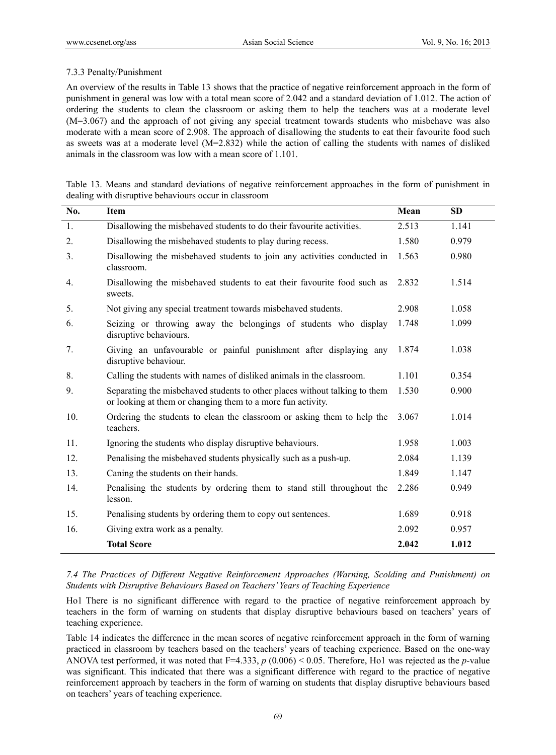#### 7.3.3 Penalty/Punishment

An overview of the results in Table 13 shows that the practice of negative reinforcement approach in the form of punishment in general was low with a total mean score of 2.042 and a standard deviation of 1.012. The action of ordering the students to clean the classroom or asking them to help the teachers was at a moderate level (M=3.067) and the approach of not giving any special treatment towards students who misbehave was also moderate with a mean score of 2.908. The approach of disallowing the students to eat their favourite food such as sweets was at a moderate level (M=2.832) while the action of calling the students with names of disliked animals in the classroom was low with a mean score of 1.101.

Table 13. Means and standard deviations of negative reinforcement approaches in the form of punishment in dealing with disruptive behaviours occur in classroom

| No. | Item | Mean | SD |
|---|---|---|---|
| 1. | Disallowing the misbehaved students to do their favourite activities. | 2.513 | 1.141 |
| 2. | Disallowing the misbehaved students to play during recess. | 1.580 | 0.979 |
| 3. | Disallowing the misbehaved students to join any activities conducted in classroom. | 1.563 | 0.980 |
| 4. | Disallowing the misbehaved students to eat their favourite food such as sweets. | 2.832 | 1.514 |
| 5. | Not giving any special treatment towards misbehaved students. | 2.908 | 1.058 |
| 6. | Seizing or throwing away the belongings of students who display disruptive behaviours. | 1.748 | 1.099 |
| 7. | Giving an unfavourable or painful punishment after displaying any disruptive behaviour. | 1.874 | 1.038 |
| 8. | Calling the students with names of disliked animals in the classroom. | 1.101 | 0.354 |
| 9. | Separating the misbehaved students to other places without talking to them or looking at them or changing them to a more fun activity. | 1.530 | 0.900 |
| 10. | Ordering the students to clean the classroom or asking them to help the teachers. | 3.067 | 1.014 |
| 11. | Ignoring the students who display disruptive behaviours. | 1.958 | 1.003 |
| 12. | Penalising the misbehaved students physically such as a push-up. | 2.084 | 1.139 |
| 13. | Caning the students on their hands. | 1.849 | 1.147 |
| 14. | Penalising the students by ordering them to stand still throughout the lesson. | 2.286 | 0.949 |
| 15. | Penalising students by ordering them to copy out sentences. | 1.689 | 0.918 |
| 16. | Giving extra work as a penalty. | 2.092 | 0.957 |
| | **Total Score** | **2.042** | **1.012** |

### *7.4 The Practices of Different Negative Reinforcement Approaches (Warning, Scolding and Punishment) on Students with Disruptive Behaviours Based on Teachers' Years of Teaching Experience*

Ho1 There is no significant difference with regard to the practice of negative reinforcement approach by teachers in the form of warning on students that display disruptive behaviours based on teachers' years of teaching experience.

Table 14 indicates the difference in the mean scores of negative reinforcement approach in the form of warning practiced in classroom by teachers based on the teachers' years of teaching experience. Based on the one-way ANOVA test performed, it was noted that $F=4.333$, $p$ $(0.006) < 0.05$. Therefore, Ho1 was rejected as the $p$-value was significant. This indicated that there was a significant difference with regard to the practice of negative reinforcement approach by teachers in the form of warning on students that display disruptive behaviours based on teachers' years of teaching experience.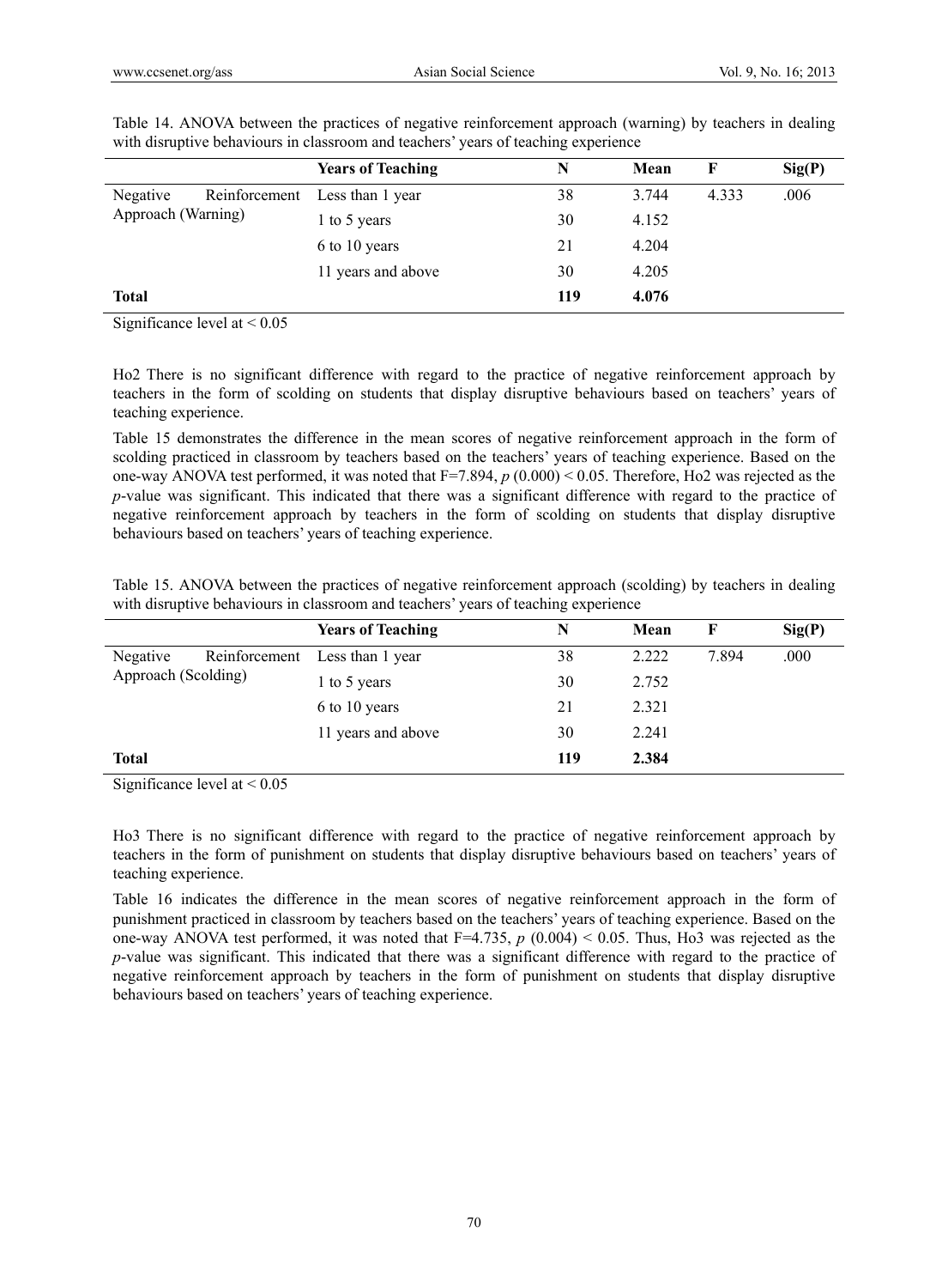Table 14. ANOVA between the practices of negative reinforcement approach (warning) by teachers in dealing with disruptive behaviours in classroom and teachers' years of teaching experience

| | Years of Teaching | N | Mean | F | Sig(P) |
|---|---|---|---|---|---|
| Negative Reinforcement Approach (Warning) | Less than 1 year | 38 | 3.744 | 4.333 | .006 |
| | 1 to 5 years | 30 | 4.152 | | |
| | 6 to 10 years | 21 | 4.204 | | |
| | 11 years and above | 30 | 4.205 | | |
| **Total** | | **119** | **4.076** | | |

Significance level at < 0.05

Ho2 There is no significant difference with regard to the practice of negative reinforcement approach by teachers in the form of scolding on students that display disruptive behaviours based on teachers' years of teaching experience.

Table 15 demonstrates the difference in the mean scores of negative reinforcement approach in the form of scolding practiced in classroom by teachers based on the teachers' years of teaching experience. Based on the one-way ANOVA test performed, it was noted that $F=7.894$, $p$ $(0.000) < 0.05$. Therefore, Ho2 was rejected as the *p*-value was significant. This indicated that there was a significant difference with regard to the practice of negative reinforcement approach by teachers in the form of scolding on students that display disruptive behaviours based on teachers' years of teaching experience.

Table 15. ANOVA between the practices of negative reinforcement approach (scolding) by teachers in dealing with disruptive behaviours in classroom and teachers' years of teaching experience

| | Years of Teaching | N | Mean | F | Sig(P) |
|---|---|---|---|---|---|
| Negative Reinforcement Approach (Scolding) | Less than 1 year | 38 | 2.222 | 7.894 | .000 |
| | 1 to 5 years | 30 | 2.752 | | |
| | 6 to 10 years | 21 | 2.321 | | |
| | 11 years and above | 30 | 2.241 | | |
| **Total** | | **119** | **2.384** | | |

Significance level at < 0.05

Ho3 There is no significant difference with regard to the practice of negative reinforcement approach by teachers in the form of punishment on students that display disruptive behaviours based on teachers' years of teaching experience.

Table 16 indicates the difference in the mean scores of negative reinforcement approach in the form of punishment practiced in classroom by teachers based on the teachers' years of teaching experience. Based on the one-way ANOVA test performed, it was noted that $F=4.735$, $p$ $(0.004) < 0.05$. Thus, Ho3 was rejected as the *p*-value was significant. This indicated that there was a significant difference with regard to the practice of negative reinforcement approach by teachers in the form of punishment on students that display disruptive behaviours based on teachers' years of teaching experience.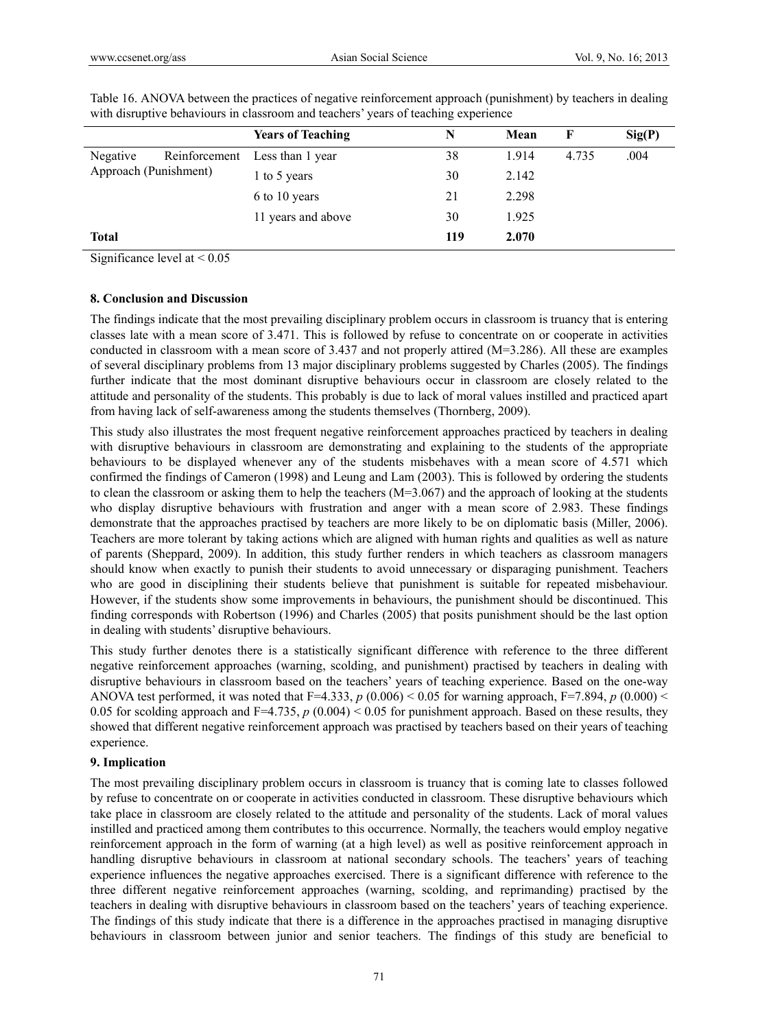Table 16. ANOVA between the practices of negative reinforcement approach (punishment) by teachers in dealing with disruptive behaviours in classroom and teachers' years of teaching experience

| | Years of Teaching | N | Mean | F | Sig(P) |
|---|---|---|---|---|---|
| Negative Reinforcement Approach (Punishment) | Less than 1 year | 38 | 1.914 | 4.735 | .004 |
| | 1 to 5 years | 30 | 2.142 | | |
| | 6 to 10 years | 21 | 2.298 | | |
| | 11 years and above | 30 | 1.925 | | |
| **Total** | | **119** | **2.070** | | |

Significance level at < 0.05

## 8. Conclusion and Discussion

The findings indicate that the most prevailing disciplinary problem occurs in classroom is truancy that is entering classes late with a mean score of 3.471. This is followed by refuse to concentrate on or cooperate in activities conducted in classroom with a mean score of 3.437 and not properly attired (M=3.286). All these are examples of several disciplinary problems from 13 major disciplinary problems suggested by Charles (2005). The findings further indicate that the most dominant disruptive behaviours occur in classroom are closely related to the attitude and personality of the students. This probably is due to lack of moral values instilled and practiced apart from having lack of self-awareness among the students themselves (Thornberg, 2009).

This study also illustrates the most frequent negative reinforcement approaches practiced by teachers in dealing with disruptive behaviours in classroom are demonstrating and explaining to the students of the appropriate behaviours to be displayed whenever any of the students misbehaves with a mean score of 4.571 which confirmed the findings of Cameron (1998) and Leung and Lam (2003). This is followed by ordering the students to clean the classroom or asking them to help the teachers (M=3.067) and the approach of looking at the students who display disruptive behaviours with frustration and anger with a mean score of 2.983. These findings demonstrate that the approaches practised by teachers are more likely to be on diplomatic basis (Miller, 2006). Teachers are more tolerant by taking actions which are aligned with human rights and qualities as well as nature of parents (Sheppard, 2009). In addition, this study further renders in which teachers as classroom managers should know when exactly to punish their students to avoid unnecessary or disparaging punishment. Teachers who are good in disciplining their students believe that punishment is suitable for repeated misbehaviour. However, if the students show some improvements in behaviours, the punishment should be discontinued. This finding corresponds with Robertson (1996) and Charles (2005) that posits punishment should be the last option in dealing with students' disruptive behaviours.

This study further denotes there is a statistically significant difference with reference to the three different negative reinforcement approaches (warning, scolding, and punishment) practised by teachers in dealing with disruptive behaviours in classroom based on the teachers' years of teaching experience. Based on the one-way ANOVA test performed, it was noted that F=4.333, *p* (0.006) < 0.05 for warning approach, F=7.894, *p* (0.000) < 0.05 for scolding approach and F=4.735, *p* (0.004) < 0.05 for punishment approach. Based on these results, they showed that different negative reinforcement approach was practised by teachers based on their years of teaching experience.

## 9. Implication

The most prevailing disciplinary problem occurs in classroom is truancy that is coming late to classes followed by refuse to concentrate on or cooperate in activities conducted in classroom. These disruptive behaviours which take place in classroom are closely related to the attitude and personality of the students. Lack of moral values instilled and practiced among them contributes to this occurrence. Normally, the teachers would employ negative reinforcement approach in the form of warning (at a high level) as well as positive reinforcement approach in handling disruptive behaviours in classroom at national secondary schools. The teachers' years of teaching experience influences the negative approaches exercised. There is a significant difference with reference to the three different negative reinforcement approaches (warning, scolding, and reprimanding) practised by the teachers in dealing with disruptive behaviours in classroom based on the teachers' years of teaching experience. The findings of this study indicate that there is a difference in the approaches practised in managing disruptive behaviours in classroom between junior and senior teachers. The findings of this study are beneficial to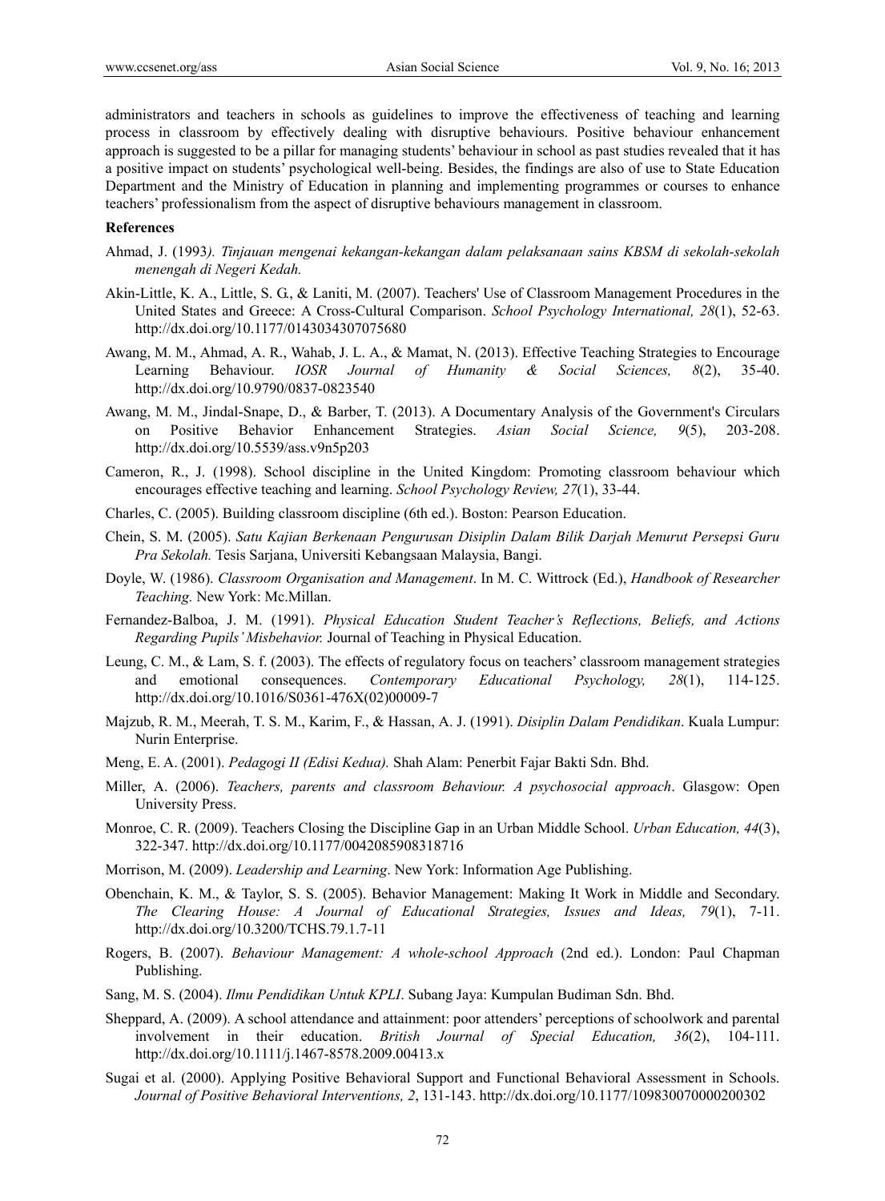administrators and teachers in schools as guidelines to improve the effectiveness of teaching and learning process in classroom by effectively dealing with disruptive behaviours. Positive behaviour enhancement approach is suggested to be a pillar for managing students' behaviour in school as past studies revealed that it has a positive impact on students' psychological well-being. Besides, the findings are also of use to State Education Department and the Ministry of Education in planning and implementing programmes or courses to enhance teachers' professionalism from the aspect of disruptive behaviours management in classroom.

**References**

Ahmad, J. (1993*). Tinjauan mengenai kekangan-kekangan dalam pelaksanaan sains KBSM di sekolah-sekolah menengah di Negeri Kedah.*

Akin-Little, K. A., Little, S. G., & Laniti, M. (2007). Teachers' Use of Classroom Management Procedures in the United States and Greece: A Cross-Cultural Comparison. *School Psychology International, 28*(1), 52-63. http://dx.doi.org/10.1177/0143034307075680

Awang, M. M., Ahmad, A. R., Wahab, J. L. A., & Mamat, N. (2013). Effective Teaching Strategies to Encourage Learning Behaviour. *IOSR Journal of Humanity & Social Sciences, 8*(2), 35-40. http://dx.doi.org/10.9790/0837-0823540

Awang, M. M., Jindal-Snape, D., & Barber, T. (2013). A Documentary Analysis of the Government's Circulars on Positive Behavior Enhancement Strategies. *Asian Social Science, 9*(5), 203-208. http://dx.doi.org/10.5539/ass.v9n5p203

Cameron, R., J. (1998). School discipline in the United Kingdom: Promoting classroom behaviour which encourages effective teaching and learning. *School Psychology Review, 27*(1), 33-44.

Charles, C. (2005). Building classroom discipline (6th ed.). Boston: Pearson Education.

Chein, S. M. (2005). *Satu Kajian Berkenaan Pengurusan Disiplin Dalam Bilik Darjah Menurut Persepsi Guru Pra Sekolah.* Tesis Sarjana, Universiti Kebangsaan Malaysia, Bangi.

Doyle, W. (1986). *Classroom Organisation and Management*. In M. C. Wittrock (Ed.), *Handbook of Researcher Teaching.* New York: Mc.Millan.

Fernandez-Balboa, J. M. (1991). *Physical Education Student Teacher's Reflections, Beliefs, and Actions Regarding Pupils' Misbehavior.* Journal of Teaching in Physical Education.

Leung, C. M., & Lam, S. f. (2003). The effects of regulatory focus on teachers' classroom management strategies and emotional consequences. *Contemporary Educational Psychology, 28*(1), 114-125. http://dx.doi.org/10.1016/S0361-476X(02)00009-7

Majzub, R. M., Meerah, T. S. M., Karim, F., & Hassan, A. J. (1991). *Disiplin Dalam Pendidikan*. Kuala Lumpur: Nurin Enterprise.

Meng, E. A. (2001). *Pedagogi II (Edisi Kedua).* Shah Alam: Penerbit Fajar Bakti Sdn. Bhd.

Miller, A. (2006). *Teachers, parents and classroom Behaviour. A psychosocial approach*. Glasgow: Open University Press.

Monroe, C. R. (2009). Teachers Closing the Discipline Gap in an Urban Middle School. *Urban Education, 44*(3), 322-347. http://dx.doi.org/10.1177/0042085908318716

Morrison, M. (2009). *Leadership and Learning*. New York: Information Age Publishing.

Obenchain, K. M., & Taylor, S. S. (2005). Behavior Management: Making It Work in Middle and Secondary. *The Clearing House: A Journal of Educational Strategies, Issues and Ideas, 79*(1), 7-11. http://dx.doi.org/10.3200/TCHS.79.1.7-11

Rogers, B. (2007). *Behaviour Management: A whole-school Approach* (2nd ed.). London: Paul Chapman Publishing.

Sang, M. S. (2004). *Ilmu Pendidikan Untuk KPLI*. Subang Jaya: Kumpulan Budiman Sdn. Bhd.

Sheppard, A. (2009). A school attendance and attainment: poor attenders' perceptions of schoolwork and parental involvement in their education. *British Journal of Special Education, 36*(2), 104-111. http://dx.doi.org/10.1111/j.1467-8578.2009.00413.x

Sugai et al. (2000). Applying Positive Behavioral Support and Functional Behavioral Assessment in Schools. *Journal of Positive Behavioral Interventions, 2*, 131-143. http://dx.doi.org/10.1177/109830070000200302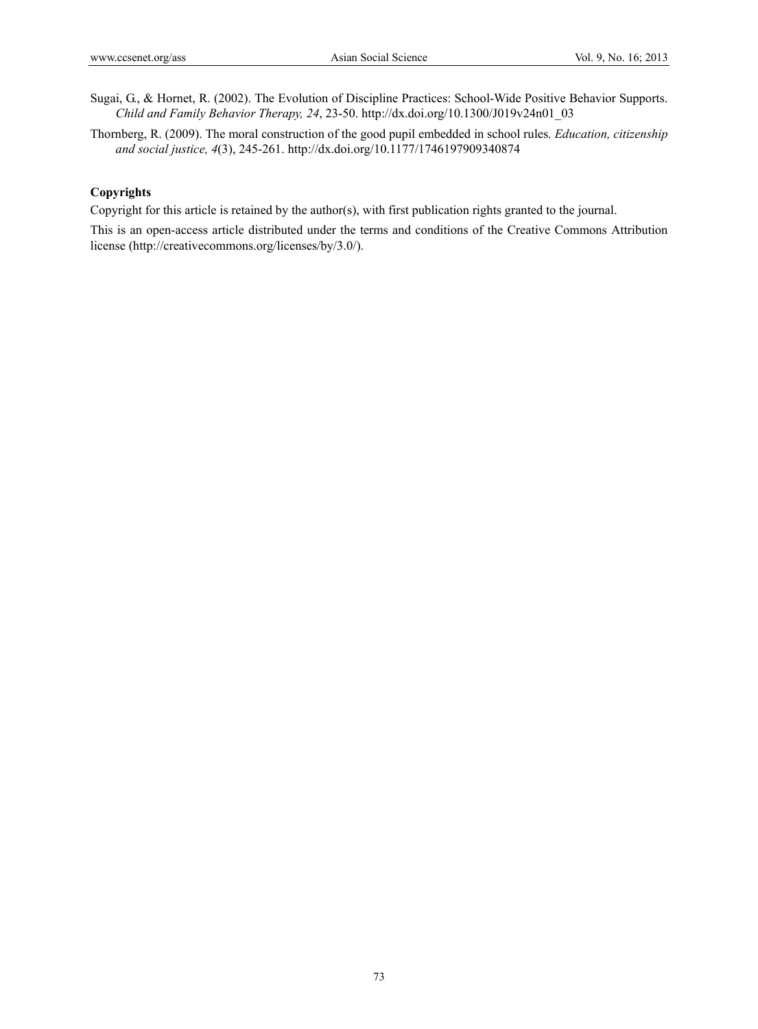Sugai, G., & Hornet, R. (2002). The Evolution of Discipline Practices: School-Wide Positive Behavior Supports. *Child and Family Behavior Therapy, 24*, 23-50. http://dx.doi.org/10.1300/J019v24n01_03

Thornberg, R. (2009). The moral construction of the good pupil embedded in school rules. *Education, citizenship and social justice, 4*(3), 245-261. http://dx.doi.org/10.1177/1746197909340874

**Copyrights**

Copyright for this article is retained by the author(s), with first publication rights granted to the journal.

This is an open-access article distributed under the terms and conditions of the Creative Commons Attribution license (http://creativecommons.org/licenses/by/3.0/).